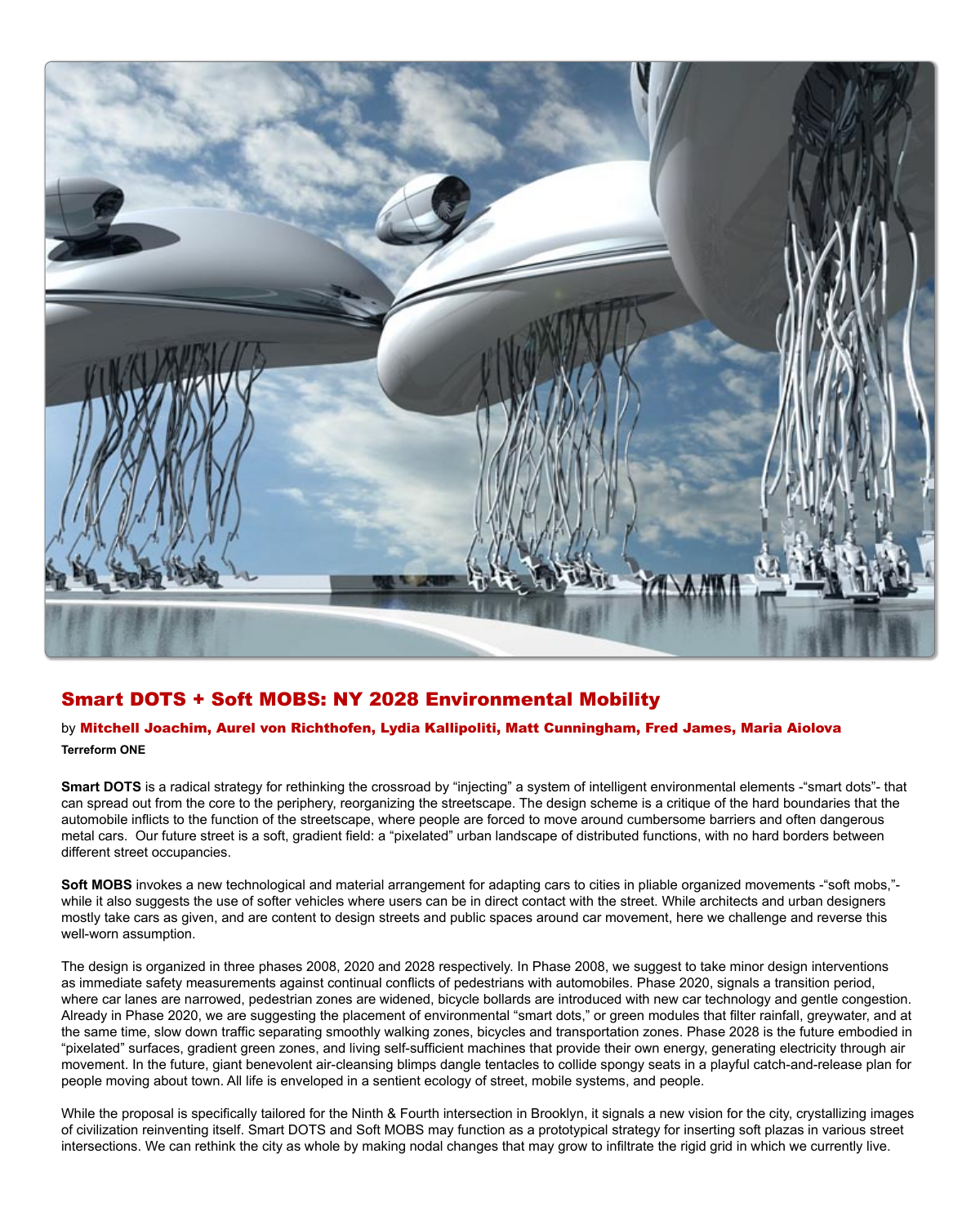## Smart DOTS + Soft MOBS: NY 2028 Environmental Mobility

by **Mitchell Joachim, Aurel von Richthofen, Lydia Kallipoliti, Matt Cunningham, Fred James, Maria Aiolova**

**Terreform ONE**

**Smart DOTS** is a radical strategy for rethinking the crossroad by "injecting" a system of intelligent environmental elements -"smart dots"- that can spread out from the core to the periphery, reorganizing the streetscape. The design scheme is a critique of the hard boundaries that the automobile inflicts to the function of the streetscape, where people are forced to move around cumbersome barriers and often dangerous metal cars. Our future street is a soft, gradient field: a "pixelated" urban landscape of distributed functions, with no hard borders between different street occupancies.

**Soft MOBS** invokes a new technological and material arrangement for adapting cars to cities in pliable organized movements -"soft mobs,"- while it also suggests the use of softer vehicles where users can be in direct contact with the street. While architects and urban designers mostly take cars as given, and are content to design streets and public spaces around car movement, here we challenge and reverse this well-worn assumption.

The design is organized in three phases 2008, 2020 and 2028 respectively. In Phase 2008, we suggest to take minor design interventions as immediate safety measurements against continual conflicts of pedestrians with automobiles. Phase 2020, signals a transition period, where car lanes are narrowed, pedestrian zones are widened, bicycle bollards are introduced with new car technology and gentle congestion. Already in Phase 2020, we are suggesting the placement of environmental "smart dots," or green modules that filter rainfall, greywater, and at the same time, slow down traffic separating smoothly walking zones, bicycles and transportation zones. Phase 2028 is the future embodied in "pixelated" surfaces, gradient green zones, and living self-sufficient machines that provide their own energy, generating electricity through air movement. In the future, giant benevolent air-cleansing blimps dangle tentacles to collide spongy seats in a playful catch-and-release plan for people moving about town. All life is enveloped in a sentient ecology of street, mobile systems, and people.

While the proposal is specifically tailored for the Ninth & Fourth intersection in Brooklyn, it signals a new vision for the city, crystallizing images of civilization reinventing itself. Smart DOTS and Soft MOBS may function as a prototypical strategy for inserting soft plazas in various street intersections. We can rethink the city as whole by making nodal changes that may grow to infiltrate the rigid grid in which we currently live.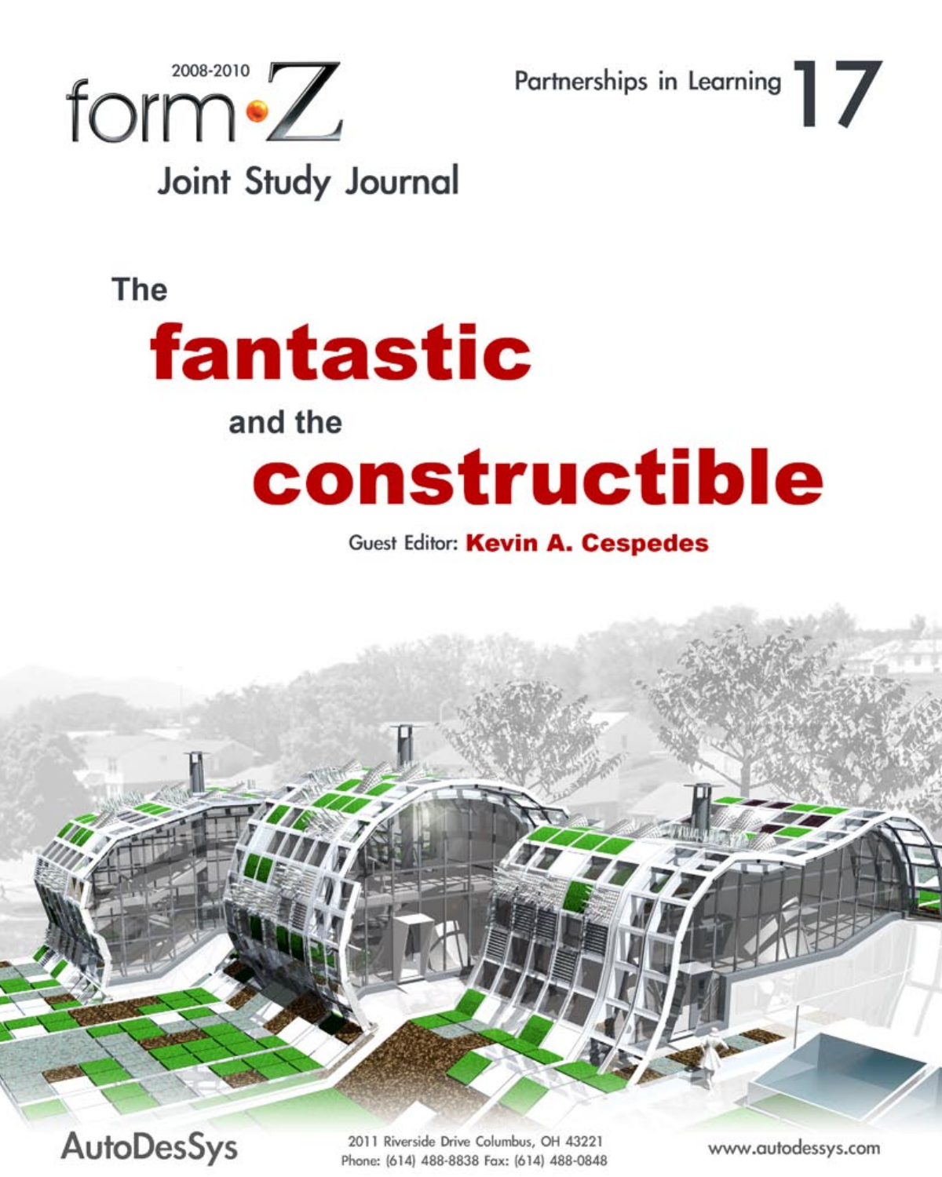2008-2010 form·Z

Joint Study Journal

Partnerships in Learning 17

# The fantastic and the constructible

Guest Editor: **Kevin A. Cespedes**

AutoDesSys

2011 Riverside Drive Columbus, OH 43221
Phone: (614) 488-8838 Fax: (614) 488-0848

www.autodessys.com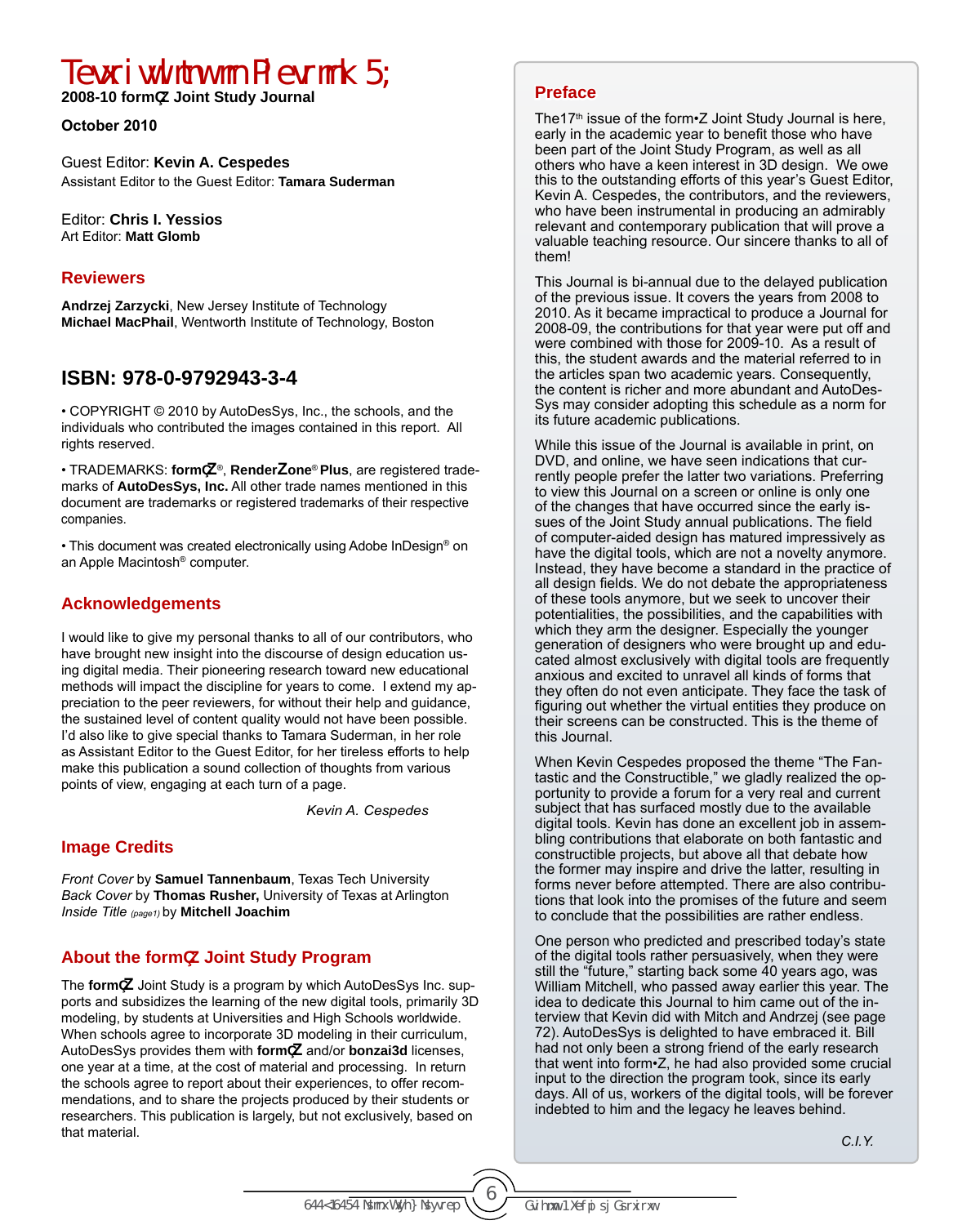# Tevxi wlvtwvm Pi evmk 5;

**2008-10 formǷZ Joint Study Journal**

**October 2010**

Guest Editor: **Kevin A. Cespedes**
Assistant Editor to the Guest Editor: **Tamara Suderman**

Editor: **Chris I. Yessios**
Art Editor: **Matt Glomb**

## Reviewers

**Andrzej Zarzycki**, New Jersey Institute of Technology
**Michael MacPhail**, Wentworth Institute of Technology, Boston

## ISBN: 978-0-9792943-3-4

• COPYRIGHT © 2010 by AutoDesSys, Inc., the schools, and the individuals who contributed the images contained in this report. All rights reserved.

• TRADEMARKS: **formǷZ**®, **RenderZone**® **Plus**, are registered trademarks of **AutoDesSys, Inc.** All other trade names mentioned in this document are trademarks or registered trademarks of their respective companies.

• This document was created electronically using Adobe InDesign® on an Apple Macintosh® computer.

## Acknowledgements

I would like to give my personal thanks to all of our contributors, who have brought new insight into the discourse of design education using digital media. Their pioneering research toward new educational methods will impact the discipline for years to come. I extend my appreciation to the peer reviewers, for without their help and guidance, the sustained level of content quality would not have been possible. I'd also like to give special thanks to Tamara Suderman, in her role as Assistant Editor to the Guest Editor, for her tireless efforts to help make this publication a sound collection of thoughts from various points of view, engaging at each turn of a page.

*Kevin A. Cespedes*

## Image Credits

*Front Cover* by **Samuel Tannenbaum**, Texas Tech University
*Back Cover* by **Thomas Rusher,** University of Texas at Arlington
*Inside Title* *(page1)* by **Mitchell Joachim**

## About the formǷZ Joint Study Program

The **formǷZ** Joint Study is a program by which AutoDesSys Inc. supports and subsidizes the learning of the new digital tools, primarily 3D modeling, by students at Universities and High Schools worldwide. When schools agree to incorporate 3D modeling in their curriculum, AutoDesSys provides them with **formǷZ** and/or **bonzai3d** licenses, one year at a time, at the cost of material and processing. In return the schools agree to report about their experiences, to offer recommendations, and to share the projects produced by their students or researchers. This publication is largely, but not exclusively, based on that material.

## Preface

The17th issue of the form•Z Joint Study Journal is here, early in the academic year to benefit those who have been part of the Joint Study Program, as well as all others who have a keen interest in 3D design. We owe this to the outstanding efforts of this year's Guest Editor, Kevin A. Cespedes, the contributors, and the reviewers, who have been instrumental in producing an admirably relevant and contemporary publication that will prove a valuable teaching resource. Our sincere thanks to all of them!

This Journal is bi-annual due to the delayed publication of the previous issue. It covers the years from 2008 to 2010. As it became impractical to produce a Journal for 2008-09, the contributions for that year were put off and were combined with those for 2009-10. As a result of this, the student awards and the material referred to in the articles span two academic years. Consequently, the content is richer and more abundant and AutoDesSys may consider adopting this schedule as a norm for its future academic publications.

While this issue of the Journal is available in print, on DVD, and online, we have seen indications that currently people prefer the latter two variations. Preferring to view this Journal on a screen or online is only one of the changes that have occurred since the early issues of the Joint Study annual publications. The field of computer-aided design has matured impressively as have the digital tools, which are not a novelty anymore. Instead, they have become a standard in the practice of all design fields. We do not debate the appropriateness of these tools anymore, but we seek to uncover their potentialities, the possibilities, and the capabilities with which they arm the designer. Especially the younger generation of designers who were brought up and educated almost exclusively with digital tools are frequently anxious and excited to unravel all kinds of forms that they often do not even anticipate. They face the task of figuring out whether the virtual entities they produce on their screens can be constructed. This is the theme of this Journal.

When Kevin Cespedes proposed the theme "The Fantastic and the Constructible," we gladly realized the opportunity to provide a forum for a very real and current subject that has surfaced mostly due to the available digital tools. Kevin has done an excellent job in assembling contributions that elaborate on both fantastic and constructible projects, but above all that debate how the former may inspire and drive the latter, resulting in forms never before attempted. There are also contributions that look into the promises of the future and seem to conclude that the possibilities are rather endless.

One person who predicted and prescribed today's state of the digital tools rather persuasively, when they were still the "future," starting back some 40 years ago, was William Mitchell, who passed away earlier this year. The idea to dedicate this Journal to him came out of the interview that Kevin did with Mitch and Andrzej (see page 72). AutoDesSys is delighted to have embraced it. Bill had not only been a strong friend of the early research that went into form•Z, he had also provided some crucial input to the direction the program took, since its early days. All of us, workers of the digital tools, will be forever indebted to him and the legacy he leaves behind.

*C.I.Y.*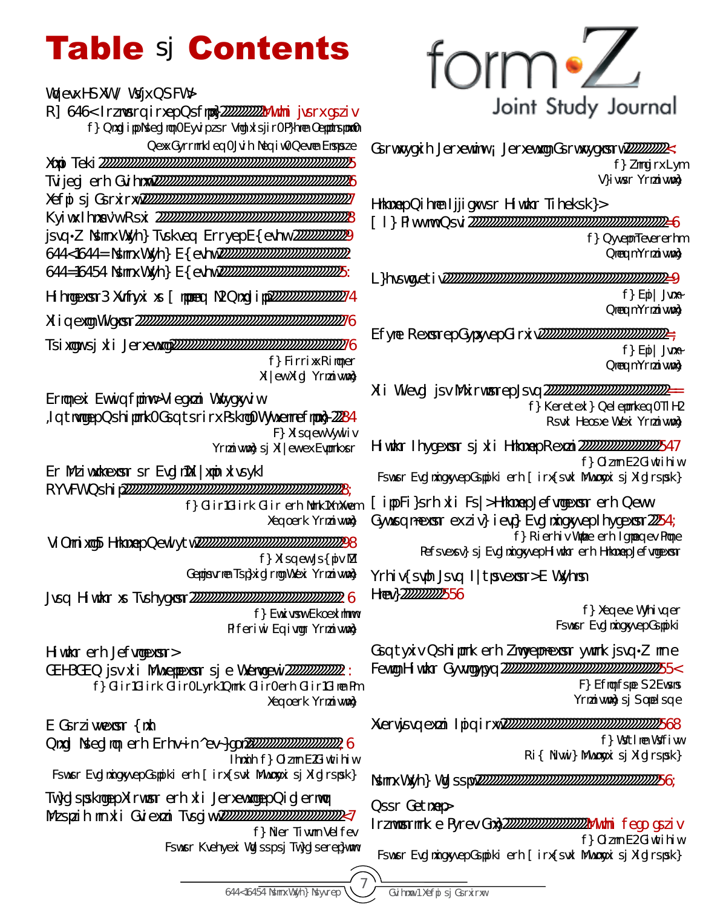# Table sj Contents

form·Z
Joint Study Journal

Wdqevx HS XW/ Wsjx QS FW>
R] 646< Irzmsrq irxepQsfmpm}2.......... Mrwmhi jvsrx gsziv
f} Qmdl ippNsedmq0Eywipzsr Wdhxl sji r0P}hme Oeptsnpmm0
Qexx Gyrrmrkl eq0Jvih Neqiv0Qevme Ersspze

Xmpi Teki 2.......... 5

Tvijeg erh Gvihmxw2.......... 6

Xefpi sj Gsrxirxw2.......... 7

Kyiwx Ihmxsvw Rsxi 2.......... 8

jsvq·Z Nsmrx Wxyh} Tvskveq ErryepE{evhw2.......... 9

644<1644= Nsmrx Wxyh} E{evhw2.......... 2

644=16454 Nsmrx Wxyh} E{evhw2.......... 5:

Hihmgexsr3 Xurfyxi xs [ mppmeq N2Qmdl ipp2.......... 74

Xiegxmg Wlgxmsr2.......... 76

Tsixmgrw sj xli Jerxewxmg2.......... 76
f} Firrixx Rimper
X|ewXdg Yrmziwmx}

Errqexi Ewiq fpmiw>Viegxmzi Wxvygxyviw
,Iqtmvmgep Qshipmrk0Gsqtsrirx Pskmg0Wyxemrefmpmx}-.......... 84
F} Xlsqew Vywliv
Yrmziwmx} sj X|ewexEvpmrkxsr

Er Mrziwxmkexmsr sr Evglmxi|xyvep xvsykl
RYVFW Qship.......... 8;
f} Glir1Glirk Glir erh Nmrk1Xm Xwem
Xeqoerk Yrmziwmx}

VI Omrixmg5 HmkmxepQewlytw.......... 98
f} Xlsqew Js{pivMM
Gepmjsvrme Tsp}xiglrmg Wxexi Yrmziwmx}

Jvsq Hwwmkr xs Tvshygxmsr2.......... 6
f} Ewlxsrw Ekoexlmnw
Pferiw Eqivmgr Yrmziwmx}

Hiwmkr erh Jefvmgexmsr>
GEHBGEQ jsv xli Mrxiqpexmsr sj e Wemrgewi.......... :
f} Glir1Glirk Glir0Lyrk1Qmrk Glir0erh Glir1Gl me Pm
Xeqoerk Yrmziwmx}

E Gsrziwexmsr {mxl
Qmdl Nsedmq erh Erhv+n ^ev}Jgpm2.......... 6
Ihmxih f} Olzm E2Giwtihiw
Fswsr Evglmxigxyvep Gspipki erh [ irx{svxl Mrwxmxyxi sj Xiglrspsk}

Twlgl spskmgep Xirwmsr erh xli Jerxewxmgep Qiglermwq
Mrwpmih m xli Gvierxmzi Tvsgiww2.......... 7
f} Nler Tiwurn Velfev
Fswsr Kvehyexi Wgl sspsj Tw}gl sere}wmw

Gsrwxygxih Jerxewmiw; Jerxewxmg Gsrwxygxmsrw2.......... <
f} Zmrgirx Lym
V}ivwsr Yrmziwmx}

HmkmxepQihme Ijjigxwsr Hiwmkr Tiheksk}>
[ l} Pl wwrm Qsvi2.......... 6
f} Qyvepm Teverernm
Qrmeqm Yrmziwmx}

L}hvswgvetiv.......... 9
f} Epi| Jvme
Qrmeqm Yrmziwmx}

Efyme Rexsrrep Gypxvep Girxiv.......... ;
f} Epi| Jvme
Qrmeqm Yrmziwmx}

Xli Wevgl jsv Mrxirwmsrep Jsvq 2.......... =
f} Keretexl} Qelepmrkeq0TlH2
Rsvxl Heosxe Wxexi Yrmziwmx}

Hiwmkr Ihygexmsr sj xli HmkmxepRexmi 2.......... 547
f} Olzm E2Giwtihiw
Fswsr Evglmxigxyvep Gspipki erh [ irx{svxl Mrwxmxyxi sj Xiglrspsk}

[ ipp Fi}srh xli Fs|>HmkmxepJefvmgexmsr erh Qewwl
Gywxsqm~exmsr ex zi}iev}Evglmxigxyvep Ihygexmsr 2.......... 54;
f} Ri erhiv Wipe erh Ipmo Qev Pmxe
Ref svexsv} sj Evglmxigxyvep Hiwmkr erh HmkmxepJefvmgexmsr

Yrhiv{svph Jsvq I|tpsvexmsr>E Wxyhmsn
Hiev}2.......... 556
f} Xeqeve Wyhivqer
Fswsr Evglmxigxyvep Gspipki

Gsqtyxiv Qshipmrk erh Zmwyepm~exmsr ymwmrk jsvq·Z mr e
Fewmg Hiwmkr Gywmgypyq 2.......... 55<
F} Efmqfspe S2Ewsrs
Yrmziwmx} sj Sopelsqe

Xervjsvqexmzi Ipiqirxw2.......... 568
f} Wtl rme Wfiwe
Ri{ Nlwi} Mrwxmxyxi sj Xiglrspsk}

Nsmrx Wxyh} Wgl sspw2.......... 56;

Qssr Getmep>
Irzmsrmrk e Pyrev Gmx}2.......... Mrwmhi fegp gsziv
f} Olzm E2Giwtihiw
Fswsr Evglmxigxyvep Gspipki erh [ irx{svxl Mrwxmxyxi sj Xiglrspsk}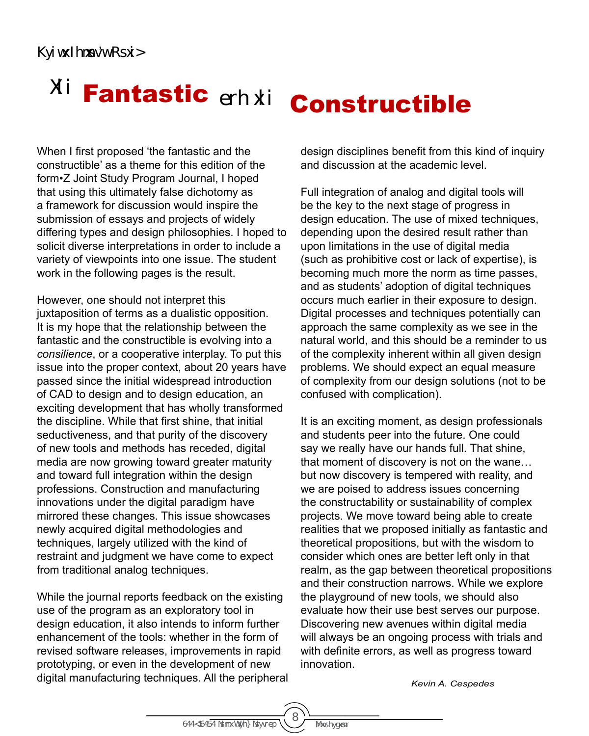Kyiwx Ihmxsv'wRsxi>

# Xli **Fantastic** erh xli **Constructible**

When I first proposed 'the fantastic and the constructible' as a theme for this edition of the form•Z Joint Study Program Journal, I hoped that using this ultimately false dichotomy as a framework for discussion would inspire the submission of essays and projects of widely differing types and design philosophies. I hoped to solicit diverse interpretations in order to include a variety of viewpoints into one issue. The student work in the following pages is the result.

However, one should not interpret this juxtaposition of terms as a dualistic opposition. It is my hope that the relationship between the fantastic and the constructible is evolving into a *consilience*, or a cooperative interplay. To put this issue into the proper context, about 20 years have passed since the initial widespread introduction of CAD to design and to design education, an exciting development that has wholly transformed the discipline. While that first shine, that initial seductiveness, and that purity of the discovery of new tools and methods has receded, digital media are now growing toward greater maturity and toward full integration within the design professions. Construction and manufacturing innovations under the digital paradigm have mirrored these changes. This issue showcases newly acquired digital methodologies and techniques, largely utilized with the kind of restraint and judgment we have come to expect from traditional analog techniques.

While the journal reports feedback on the existing use of the program as an exploratory tool in design education, it also intends to inform further enhancement of the tools: whether in the form of revised software releases, improvements in rapid prototyping, or even in the development of new digital manufacturing techniques. All the peripheral design disciplines benefit from this kind of inquiry and discussion at the academic level.

Full integration of analog and digital tools will be the key to the next stage of progress in design education. The use of mixed techniques, depending upon the desired result rather than upon limitations in the use of digital media (such as prohibitive cost or lack of expertise), is becoming much more the norm as time passes, and as students' adoption of digital techniques occurs much earlier in their exposure to design. Digital processes and techniques potentially can approach the same complexity as we see in the natural world, and this should be a reminder to us of the complexity inherent within all given design problems. We should expect an equal measure of complexity from our design solutions (not to be confused with complication).

It is an exciting moment, as design professionals and students peer into the future. One could say we really have our hands full. That shine, that moment of discovery is not on the wane… but now discovery is tempered with reality, and we are poised to address issues concerning the constructability or sustainability of complex projects. We move toward being able to create realities that we proposed initially as fantastic and theoretical propositions, but with the wisdom to consider which ones are better left only in that realm, as the gap between theoretical propositions and their construction narrows. While we explore the playground of new tools, we should also evaluate how their use best serves our purpose. Discovering new avenues within digital media will always be an ongoing process with trials and with definite errors, as well as progress toward innovation.

*Kevin A. Cespedes*